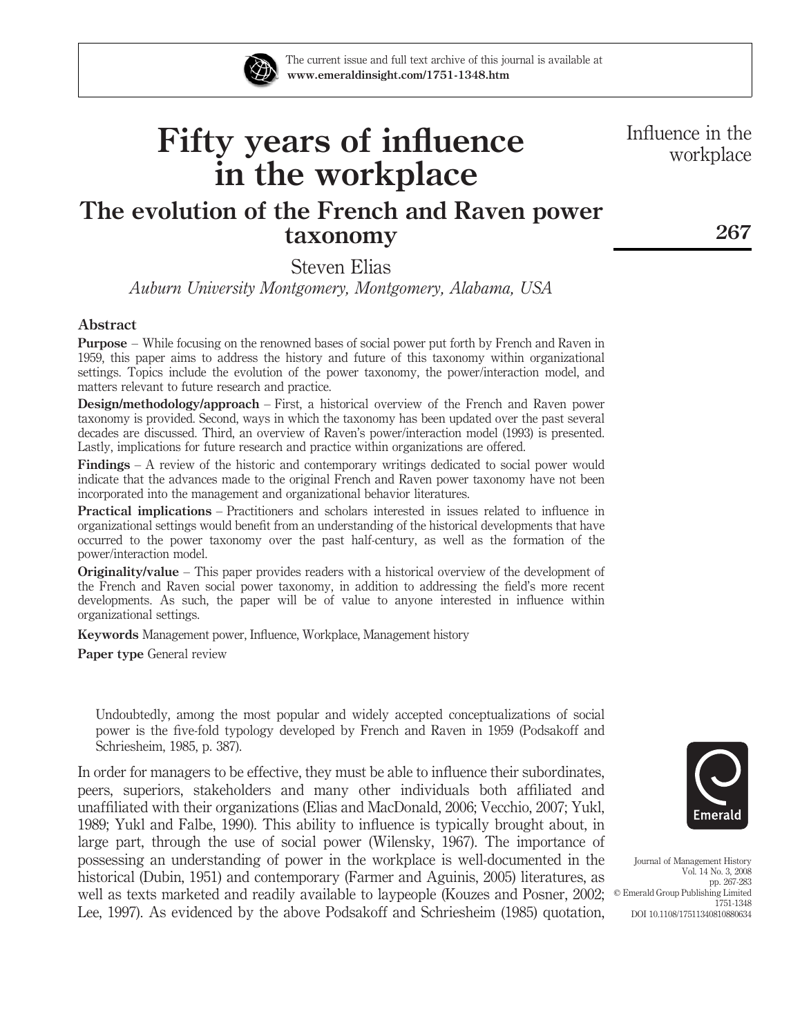The current issue and full text archive of this journal is available at
**www.emeraldinsight.com/1751-1348.htm**

# Fifty years of influence in the workplace

## The evolution of the French and Raven power taxonomy

Steven Elias

*Auburn University Montgomery, Montgomery, Alabama, USA*

### Abstract

**Purpose** – While focusing on the renowned bases of social power put forth by French and Raven in 1959, this paper aims to address the history and future of this taxonomy within organizational settings. Topics include the evolution of the power taxonomy, the power/interaction model, and matters relevant to future research and practice.

**Design/methodology/approach** – First, a historical overview of the French and Raven power taxonomy is provided. Second, ways in which the taxonomy has been updated over the past several decades are discussed. Third, an overview of Raven's power/interaction model (1993) is presented. Lastly, implications for future research and practice within organizations are offered.

**Findings** – A review of the historic and contemporary writings dedicated to social power would indicate that the advances made to the original French and Raven power taxonomy have not been incorporated into the management and organizational behavior literatures.

**Practical implications** – Practitioners and scholars interested in issues related to influence in organizational settings would benefit from an understanding of the historical developments that have occurred to the power taxonomy over the past half-century, as well as the formation of the power/interaction model.

**Originality/value** – This paper provides readers with a historical overview of the development of the French and Raven social power taxonomy, in addition to addressing the field's more recent developments. As such, the paper will be of value to anyone interested in influence within organizational settings.

**Keywords** Management power, Influence, Workplace, Management history

**Paper type** General review

> Undoubtedly, among the most popular and widely accepted conceptualizations of social power is the five-fold typology developed by French and Raven in 1959 (Podsakoff and Schriesheim, 1985, p. 387).

In order for managers to be effective, they must be able to influence their subordinates, peers, superiors, stakeholders and many other individuals both affiliated and unaffiliated with their organizations (Elias and MacDonald, 2006; Vecchio, 2007; Yukl, 1989; Yukl and Falbe, 1990). This ability to influence is typically brought about, in large part, through the use of social power (Wilensky, 1967). The importance of possessing an understanding of power in the workplace is well-documented in the historical (Dubin, 1951) and contemporary (Farmer and Aguinis, 2005) literatures, as well as texts marketed and readily available to laypeople (Kouzes and Posner, 2002; Lee, 1997). As evidenced by the above Podsakoff and Schriesheim (1985) quotation,

Journal of Management History
Vol. 14 No. 3, 2008
pp. 267-283
© Emerald Group Publishing Limited
1751-1348
DOI 10.1108/17511340810880634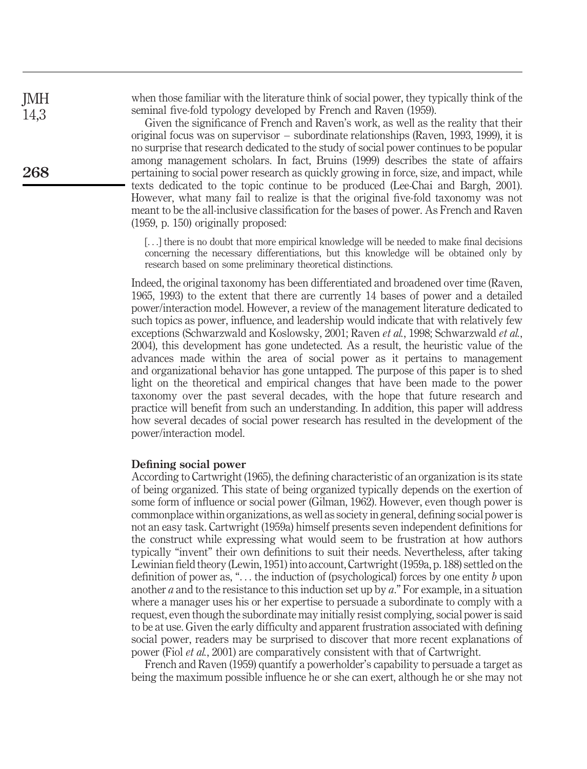when those familiar with the literature think of social power, they typically think of the seminal five-fold typology developed by French and Raven (1959).

Given the significance of French and Raven's work, as well as the reality that their original focus was on supervisor – subordinate relationships (Raven, 1993, 1999), it is no surprise that research dedicated to the study of social power continues to be popular among management scholars. In fact, Bruins (1999) describes the state of affairs pertaining to social power research as quickly growing in force, size, and impact, while texts dedicated to the topic continue to be produced (Lee-Chai and Bargh, 2001). However, what many fail to realize is that the original five-fold taxonomy was not meant to be the all-inclusive classification for the bases of power. As French and Raven (1959, p. 150) originally proposed:

> [...] there is no doubt that more empirical knowledge will be needed to make final decisions concerning the necessary differentiations, but this knowledge will be obtained only by research based on some preliminary theoretical distinctions.

Indeed, the original taxonomy has been differentiated and broadened over time (Raven, 1965, 1993) to the extent that there are currently 14 bases of power and a detailed power/interaction model. However, a review of the management literature dedicated to such topics as power, influence, and leadership would indicate that with relatively few exceptions (Schwarzwald and Koslowsky, 2001; Raven *et al.*, 1998; Schwarzwald *et al.*, 2004), this development has gone undetected. As a result, the heuristic value of the advances made within the area of social power as it pertains to management and organizational behavior has gone untapped. The purpose of this paper is to shed light on the theoretical and empirical changes that have been made to the power taxonomy over the past several decades, with the hope that future research and practice will benefit from such an understanding. In addition, this paper will address how several decades of social power research has resulted in the development of the power/interaction model.

## Defining social power

According to Cartwright (1965), the defining characteristic of an organization is its state of being organized. This state of being organized typically depends on the exertion of some form of influence or social power (Gilman, 1962). However, even though power is commonplace within organizations, as well as society in general, defining social power is not an easy task. Cartwright (1959a) himself presents seven independent definitions for the construct while expressing what would seem to be frustration at how authors typically "invent" their own definitions to suit their needs. Nevertheless, after taking Lewinian field theory (Lewin, 1951) into account, Cartwright (1959a, p. 188) settled on the definition of power as, "... the induction of (psychological) forces by one entity *b* upon another *a* and to the resistance to this induction set up by *a*." For example, in a situation where a manager uses his or her expertise to persuade a subordinate to comply with a request, even though the subordinate may initially resist complying, social power is said to be at use. Given the early difficulty and apparent frustration associated with defining social power, readers may be surprised to discover that more recent explanations of power (Fiol *et al.*, 2001) are comparatively consistent with that of Cartwright.

French and Raven (1959) quantify a powerholder's capability to persuade a target as being the maximum possible influence he or she can exert, although he or she may not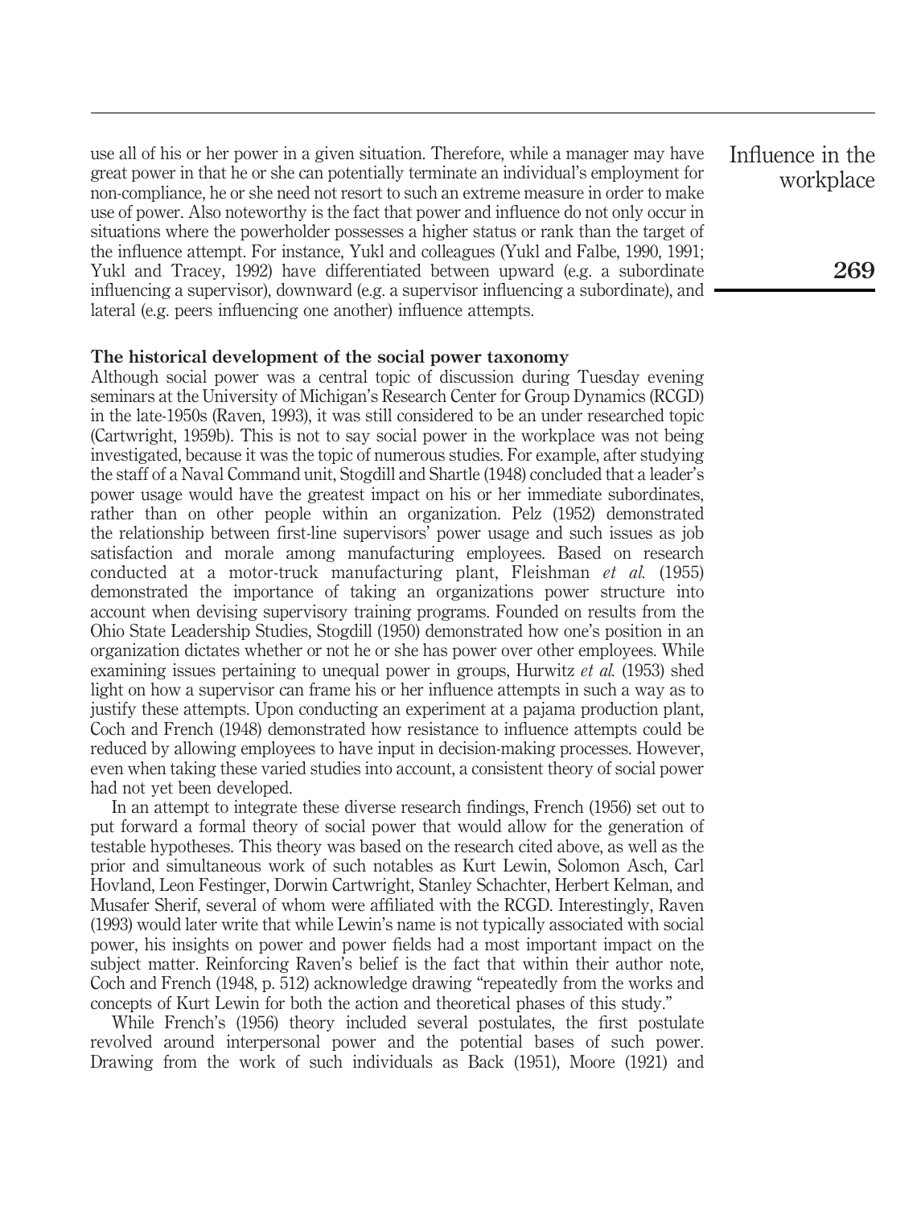use all of his or her power in a given situation. Therefore, while a manager may have great power in that he or she can potentially terminate an individual's employment for non-compliance, he or she need not resort to such an extreme measure in order to make use of power. Also noteworthy is the fact that power and influence do not only occur in situations where the powerholder possesses a higher status or rank than the target of the influence attempt. For instance, Yukl and colleagues (Yukl and Falbe, 1990, 1991; Yukl and Tracey, 1992) have differentiated between upward (e.g. a subordinate influencing a supervisor), downward (e.g. a supervisor influencing a subordinate), and lateral (e.g. peers influencing one another) influence attempts.

## The historical development of the social power taxonomy

Although social power was a central topic of discussion during Tuesday evening seminars at the University of Michigan's Research Center for Group Dynamics (RCGD) in the late-1950s (Raven, 1993), it was still considered to be an under researched topic (Cartwright, 1959b). This is not to say social power in the workplace was not being investigated, because it was the topic of numerous studies. For example, after studying the staff of a Naval Command unit, Stogdill and Shartle (1948) concluded that a leader's power usage would have the greatest impact on his or her immediate subordinates, rather than on other people within an organization. Pelz (1952) demonstrated the relationship between first-line supervisors' power usage and such issues as job satisfaction and morale among manufacturing employees. Based on research conducted at a motor-truck manufacturing plant, Fleishman *et al.* (1955) demonstrated the importance of taking an organizations power structure into account when devising supervisory training programs. Founded on results from the Ohio State Leadership Studies, Stogdill (1950) demonstrated how one's position in an organization dictates whether or not he or she has power over other employees. While examining issues pertaining to unequal power in groups, Hurwitz *et al.* (1953) shed light on how a supervisor can frame his or her influence attempts in such a way as to justify these attempts. Upon conducting an experiment at a pajama production plant, Coch and French (1948) demonstrated how resistance to influence attempts could be reduced by allowing employees to have input in decision-making processes. However, even when taking these varied studies into account, a consistent theory of social power had not yet been developed.

In an attempt to integrate these diverse research findings, French (1956) set out to put forward a formal theory of social power that would allow for the generation of testable hypotheses. This theory was based on the research cited above, as well as the prior and simultaneous work of such notables as Kurt Lewin, Solomon Asch, Carl Hovland, Leon Festinger, Dorwin Cartwright, Stanley Schachter, Herbert Kelman, and Musafer Sherif, several of whom were affiliated with the RCGD. Interestingly, Raven (1993) would later write that while Lewin's name is not typically associated with social power, his insights on power and power fields had a most important impact on the subject matter. Reinforcing Raven's belief is the fact that within their author note, Coch and French (1948, p. 512) acknowledge drawing "repeatedly from the works and concepts of Kurt Lewin for both the action and theoretical phases of this study."

While French's (1956) theory included several postulates, the first postulate revolved around interpersonal power and the potential bases of such power. Drawing from the work of such individuals as Back (1951), Moore (1921) and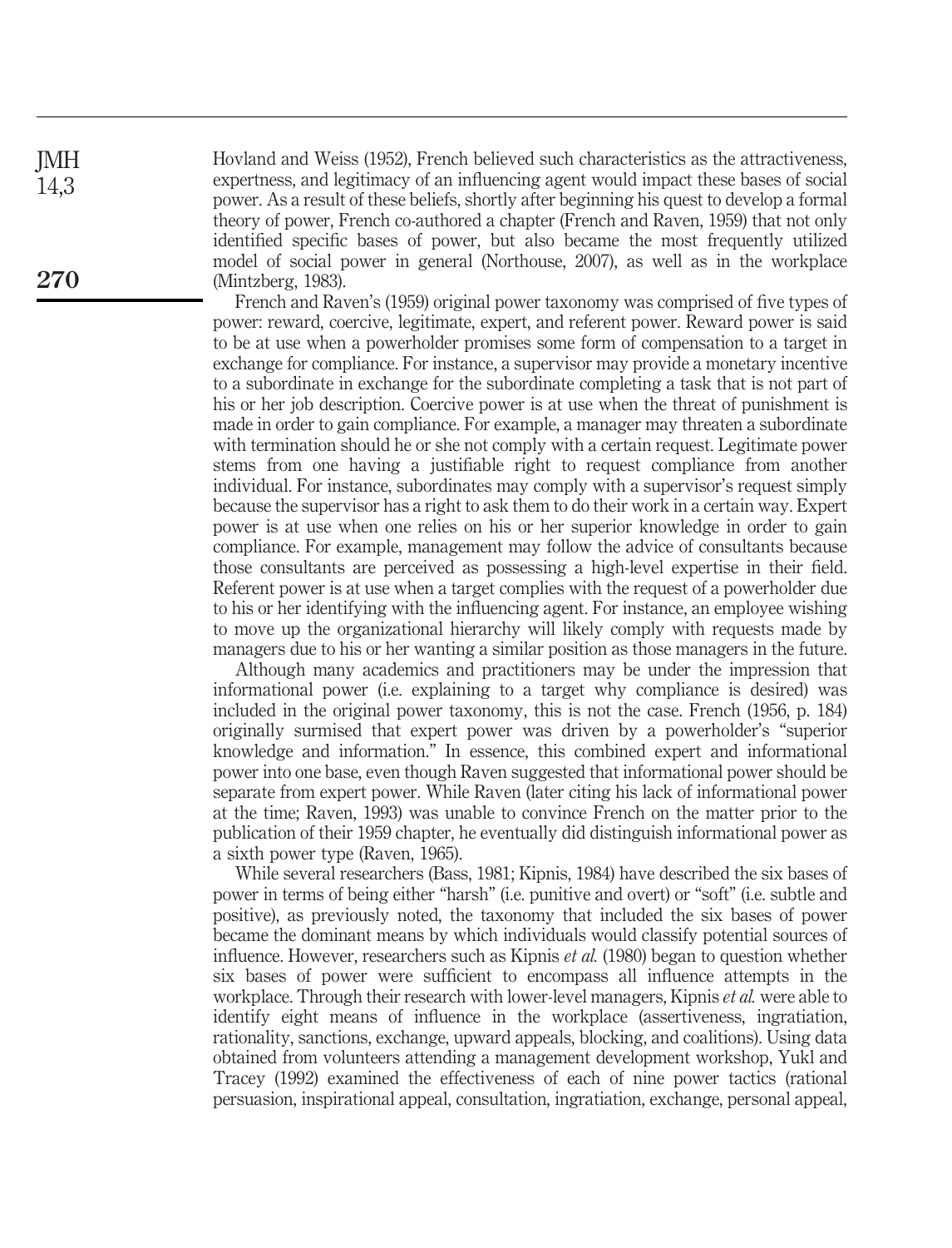Hovland and Weiss (1952), French believed such characteristics as the attractiveness, expertness, and legitimacy of an influencing agent would impact these bases of social power. As a result of these beliefs, shortly after beginning his quest to develop a formal theory of power, French co-authored a chapter (French and Raven, 1959) that not only identified specific bases of power, but also became the most frequently utilized model of social power in general (Northouse, 2007), as well as in the workplace (Mintzberg, 1983).

French and Raven's (1959) original power taxonomy was comprised of five types of power: reward, coercive, legitimate, expert, and referent power. Reward power is said to be at use when a powerholder promises some form of compensation to a target in exchange for compliance. For instance, a supervisor may provide a monetary incentive to a subordinate in exchange for the subordinate completing a task that is not part of his or her job description. Coercive power is at use when the threat of punishment is made in order to gain compliance. For example, a manager may threaten a subordinate with termination should he or she not comply with a certain request. Legitimate power stems from one having a justifiable right to request compliance from another individual. For instance, subordinates may comply with a supervisor's request simply because the supervisor has a right to ask them to do their work in a certain way. Expert power is at use when one relies on his or her superior knowledge in order to gain compliance. For example, management may follow the advice of consultants because those consultants are perceived as possessing a high-level expertise in their field. Referent power is at use when a target complies with the request of a powerholder due to his or her identifying with the influencing agent. For instance, an employee wishing to move up the organizational hierarchy will likely comply with requests made by managers due to his or her wanting a similar position as those managers in the future.

Although many academics and practitioners may be under the impression that informational power (i.e. explaining to a target why compliance is desired) was included in the original power taxonomy, this is not the case. French (1956, p. 184) originally surmised that expert power was driven by a powerholder's "superior knowledge and information." In essence, this combined expert and informational power into one base, even though Raven suggested that informational power should be separate from expert power. While Raven (later citing his lack of informational power at the time; Raven, 1993) was unable to convince French on the matter prior to the publication of their 1959 chapter, he eventually did distinguish informational power as a sixth power type (Raven, 1965).

While several researchers (Bass, 1981; Kipnis, 1984) have described the six bases of power in terms of being either "harsh" (i.e. punitive and overt) or "soft" (i.e. subtle and positive), as previously noted, the taxonomy that included the six bases of power became the dominant means by which individuals would classify potential sources of influence. However, researchers such as Kipnis *et al.* (1980) began to question whether six bases of power were sufficient to encompass all influence attempts in the workplace. Through their research with lower-level managers, Kipnis *et al.* were able to identify eight means of influence in the workplace (assertiveness, ingratiation, rationality, sanctions, exchange, upward appeals, blocking, and coalitions). Using data obtained from volunteers attending a management development workshop, Yukl and Tracey (1992) examined the effectiveness of each of nine power tactics (rational persuasion, inspirational appeal, consultation, ingratiation, exchange, personal appeal,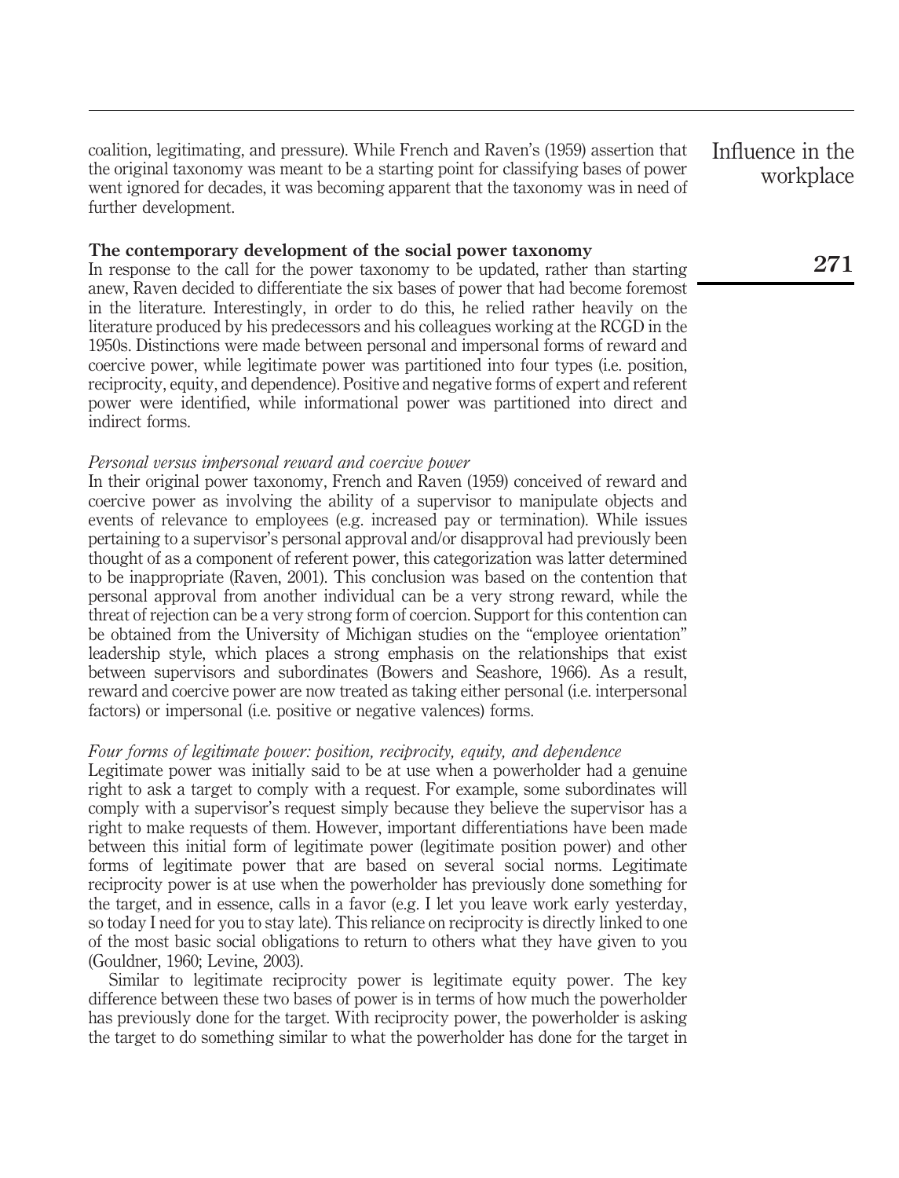coalition, legitimating, and pressure). While French and Raven's (1959) assertion that the original taxonomy was meant to be a starting point for classifying bases of power went ignored for decades, it was becoming apparent that the taxonomy was in need of further development.

## The contemporary development of the social power taxonomy

In response to the call for the power taxonomy to be updated, rather than starting anew, Raven decided to differentiate the six bases of power that had become foremost in the literature. Interestingly, in order to do this, he relied rather heavily on the literature produced by his predecessors and his colleagues working at the RCGD in the 1950s. Distinctions were made between personal and impersonal forms of reward and coercive power, while legitimate power was partitioned into four types (i.e. position, reciprocity, equity, and dependence). Positive and negative forms of expert and referent power were identified, while informational power was partitioned into direct and indirect forms.

### *Personal versus impersonal reward and coercive power*

In their original power taxonomy, French and Raven (1959) conceived of reward and coercive power as involving the ability of a supervisor to manipulate objects and events of relevance to employees (e.g. increased pay or termination). While issues pertaining to a supervisor's personal approval and/or disapproval had previously been thought of as a component of referent power, this categorization was latter determined to be inappropriate (Raven, 2001). This conclusion was based on the contention that personal approval from another individual can be a very strong reward, while the threat of rejection can be a very strong form of coercion. Support for this contention can be obtained from the University of Michigan studies on the "employee orientation" leadership style, which places a strong emphasis on the relationships that exist between supervisors and subordinates (Bowers and Seashore, 1966). As a result, reward and coercive power are now treated as taking either personal (i.e. interpersonal factors) or impersonal (i.e. positive or negative valences) forms.

### *Four forms of legitimate power: position, reciprocity, equity, and dependence*

Legitimate power was initially said to be at use when a powerholder had a genuine right to ask a target to comply with a request. For example, some subordinates will comply with a supervisor's request simply because they believe the supervisor has a right to make requests of them. However, important differentiations have been made between this initial form of legitimate power (legitimate position power) and other forms of legitimate power that are based on several social norms. Legitimate reciprocity power is at use when the powerholder has previously done something for the target, and in essence, calls in a favor (e.g. I let you leave work early yesterday, so today I need for you to stay late). This reliance on reciprocity is directly linked to one of the most basic social obligations to return to others what they have given to you (Gouldner, 1960; Levine, 2003).

Similar to legitimate reciprocity power is legitimate equity power. The key difference between these two bases of power is in terms of how much the powerholder has previously done for the target. With reciprocity power, the powerholder is asking the target to do something similar to what the powerholder has done for the target in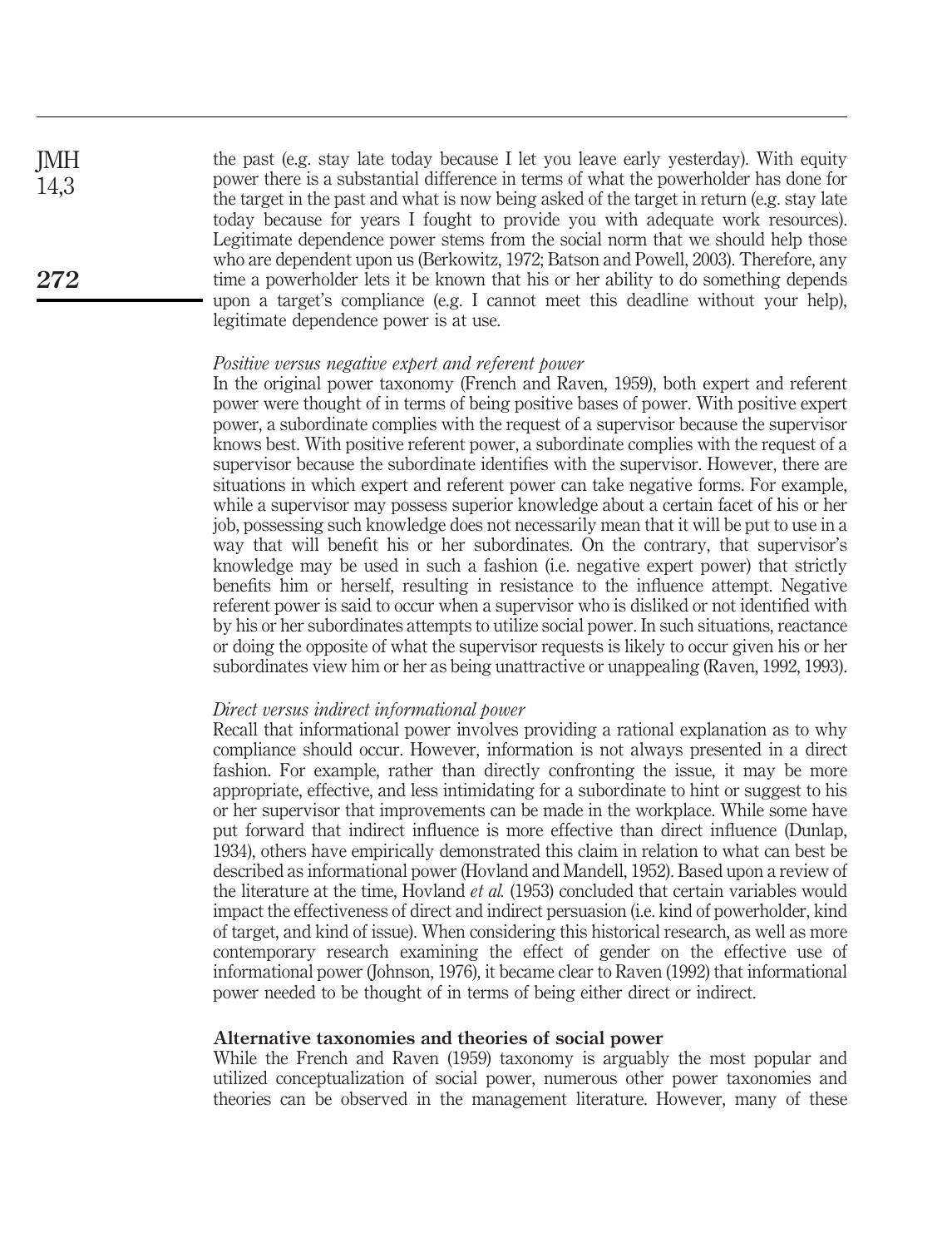the past (e.g. stay late today because I let you leave early yesterday). With equity power there is a substantial difference in terms of what the powerholder has done for the target in the past and what is now being asked of the target in return (e.g. stay late today because for years I fought to provide you with adequate work resources). Legitimate dependence power stems from the social norm that we should help those who are dependent upon us (Berkowitz, 1972; Batson and Powell, 2003). Therefore, any time a powerholder lets it be known that his or her ability to do something depends upon a target's compliance (e.g. I cannot meet this deadline without your help), legitimate dependence power is at use.

### *Positive versus negative expert and referent power*

In the original power taxonomy (French and Raven, 1959), both expert and referent power were thought of in terms of being positive bases of power. With positive expert power, a subordinate complies with the request of a supervisor because the supervisor knows best. With positive referent power, a subordinate complies with the request of a supervisor because the subordinate identifies with the supervisor. However, there are situations in which expert and referent power can take negative forms. For example, while a supervisor may possess superior knowledge about a certain facet of his or her job, possessing such knowledge does not necessarily mean that it will be put to use in a way that will benefit his or her subordinates. On the contrary, that supervisor's knowledge may be used in such a fashion (i.e. negative expert power) that strictly benefits him or herself, resulting in resistance to the influence attempt. Negative referent power is said to occur when a supervisor who is disliked or not identified with by his or her subordinates attempts to utilize social power. In such situations, reactance or doing the opposite of what the supervisor requests is likely to occur given his or her subordinates view him or her as being unattractive or unappealing (Raven, 1992, 1993).

### *Direct versus indirect informational power*

Recall that informational power involves providing a rational explanation as to why compliance should occur. However, information is not always presented in a direct fashion. For example, rather than directly confronting the issue, it may be more appropriate, effective, and less intimidating for a subordinate to hint or suggest to his or her supervisor that improvements can be made in the workplace. While some have put forward that indirect influence is more effective than direct influence (Dunlap, 1934), others have empirically demonstrated this claim in relation to what can best be described as informational power (Hovland and Mandell, 1952). Based upon a review of the literature at the time, Hovland *et al.* (1953) concluded that certain variables would impact the effectiveness of direct and indirect persuasion (i.e. kind of powerholder, kind of target, and kind of issue). When considering this historical research, as well as more contemporary research examining the effect of gender on the effective use of informational power (Johnson, 1976), it became clear to Raven (1992) that informational power needed to be thought of in terms of being either direct or indirect.

## Alternative taxonomies and theories of social power

While the French and Raven (1959) taxonomy is arguably the most popular and utilized conceptualization of social power, numerous other power taxonomies and theories can be observed in the management literature. However, many of these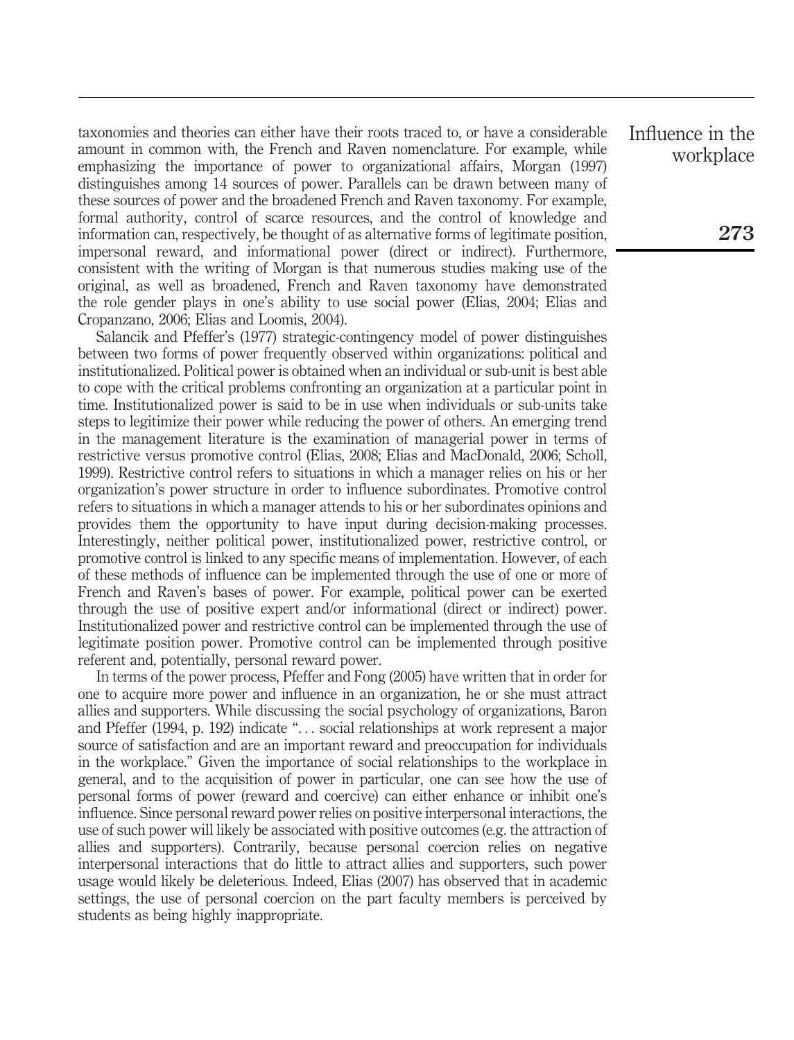taxonomies and theories can either have their roots traced to, or have a considerable amount in common with, the French and Raven nomenclature. For example, while emphasizing the importance of power to organizational affairs, Morgan (1997) distinguishes among 14 sources of power. Parallels can be drawn between many of these sources of power and the broadened French and Raven taxonomy. For example, formal authority, control of scarce resources, and the control of knowledge and information can, respectively, be thought of as alternative forms of legitimate position, impersonal reward, and informational power (direct or indirect). Furthermore, consistent with the writing of Morgan is that numerous studies making use of the original, as well as broadened, French and Raven taxonomy have demonstrated the role gender plays in one's ability to use social power (Elias, 2004; Elias and Cropanzano, 2006; Elias and Loomis, 2004).

Salancik and Pfeffer's (1977) strategic-contingency model of power distinguishes between two forms of power frequently observed within organizations: political and institutionalized. Political power is obtained when an individual or sub-unit is best able to cope with the critical problems confronting an organization at a particular point in time. Institutionalized power is said to be in use when individuals or sub-units take steps to legitimize their power while reducing the power of others. An emerging trend in the management literature is the examination of managerial power in terms of restrictive versus promotive control (Elias, 2008; Elias and MacDonald, 2006; Scholl, 1999). Restrictive control refers to situations in which a manager relies on his or her organization's power structure in order to influence subordinates. Promotive control refers to situations in which a manager attends to his or her subordinates opinions and provides them the opportunity to have input during decision-making processes. Interestingly, neither political power, institutionalized power, restrictive control, or promotive control is linked to any specific means of implementation. However, of each of these methods of influence can be implemented through the use of one or more of French and Raven's bases of power. For example, political power can be exerted through the use of positive expert and/or informational (direct or indirect) power. Institutionalized power and restrictive control can be implemented through the use of legitimate position power. Promotive control can be implemented through positive referent and, potentially, personal reward power.

In terms of the power process, Pfeffer and Fong (2005) have written that in order for one to acquire more power and influence in an organization, he or she must attract allies and supporters. While discussing the social psychology of organizations, Baron and Pfeffer (1994, p. 192) indicate "... social relationships at work represent a major source of satisfaction and are an important reward and preoccupation for individuals in the workplace." Given the importance of social relationships to the workplace in general, and to the acquisition of power in particular, one can see how the use of personal forms of power (reward and coercive) can either enhance or inhibit one's influence. Since personal reward power relies on positive interpersonal interactions, the use of such power will likely be associated with positive outcomes (e.g. the attraction of allies and supporters). Contrarily, because personal coercion relies on negative interpersonal interactions that do little to attract allies and supporters, such power usage would likely be deleterious. Indeed, Elias (2007) has observed that in academic settings, the use of personal coercion on the part faculty members is perceived by students as being highly inappropriate.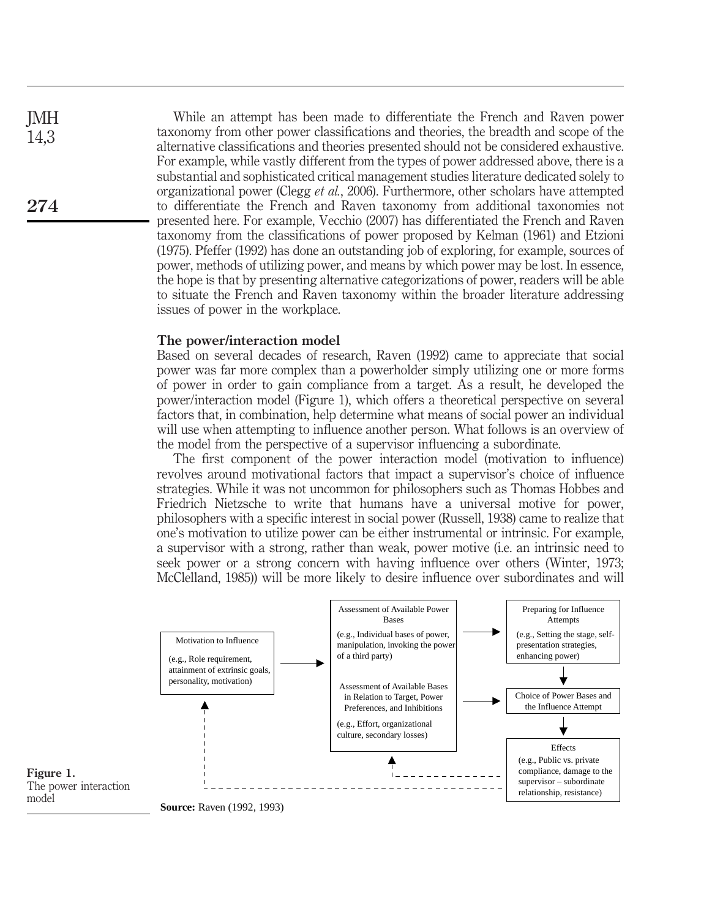While an attempt has been made to differentiate the French and Raven power taxonomy from other power classifications and theories, the breadth and scope of the alternative classifications and theories presented should not be considered exhaustive. For example, while vastly different from the types of power addressed above, there is a substantial and sophisticated critical management studies literature dedicated solely to organizational power (Clegg *et al.*, 2006). Furthermore, other scholars have attempted to differentiate the French and Raven taxonomy from additional taxonomies not presented here. For example, Vecchio (2007) has differentiated the French and Raven taxonomy from the classifications of power proposed by Kelman (1961) and Etzioni (1975). Pfeffer (1992) has done an outstanding job of exploring, for example, sources of power, methods of utilizing power, and means by which power may be lost. In essence, the hope is that by presenting alternative categorizations of power, readers will be able to situate the French and Raven taxonomy within the broader literature addressing issues of power in the workplace.

## The power/interaction model

Based on several decades of research, Raven (1992) came to appreciate that social power was far more complex than a powerholder simply utilizing one or more forms of power in order to gain compliance from a target. As a result, he developed the power/interaction model (Figure 1), which offers a theoretical perspective on several factors that, in combination, help determine what means of social power an individual will use when attempting to influence another person. What follows is an overview of the model from the perspective of a supervisor influencing a subordinate.

The first component of the power interaction model (motivation to influence) revolves around motivational factors that impact a supervisor's choice of influence strategies. While it was not uncommon for philosophers such as Thomas Hobbes and Friedrich Nietzsche to write that humans have a universal motive for power, philosophers with a specific interest in social power (Russell, 1938) came to realize that one's motivation to utilize power can be either instrumental or intrinsic. For example, a supervisor with a strong, rather than weak, power motive (i.e. an intrinsic need to seek power or a strong concern with having influence over others (Winter, 1973; McClelland, 1985)) will be more likely to desire influence over subordinates and will

Motivation to Influence (e.g., Role requirement, attainment of extrinsic goals, personality, motivation)

Assessment of Available Power Bases (e.g., Individual bases of power, manipulation, invoking the power of a third party)

Assessment of Available Bases in Relation to Target, Power Preferences, and Inhibitions (e.g., Effort, organizational culture, secondary losses)

Preparing for Influence Attempts (e.g., Setting the stage, self-presentation strategies, enhancing power)

Choice of Power Bases and the Influence Attempt

Effects (e.g., Public vs. private compliance, damage to the supervisor – subordinate relationship, resistance)

**Source:** Raven (1992, 1993)

**Figure 1.** The power interaction model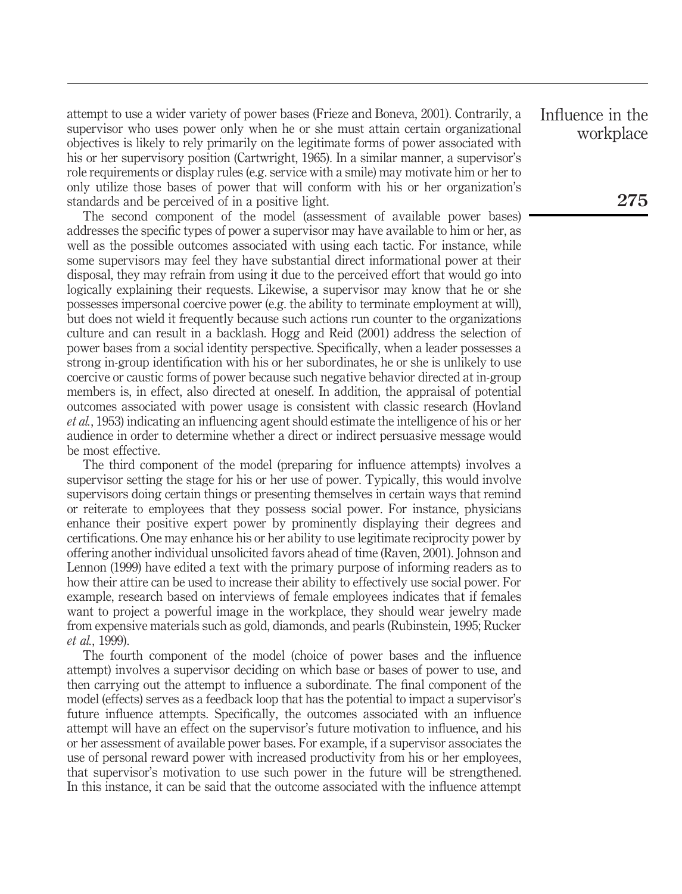attempt to use a wider variety of power bases (Frieze and Boneva, 2001). Contrarily, a supervisor who uses power only when he or she must attain certain organizational objectives is likely to rely primarily on the legitimate forms of power associated with his or her supervisory position (Cartwright, 1965). In a similar manner, a supervisor's role requirements or display rules (e.g. service with a smile) may motivate him or her to only utilize those bases of power that will conform with his or her organization's standards and be perceived of in a positive light.

The second component of the model (assessment of available power bases) addresses the specific types of power a supervisor may have available to him or her, as well as the possible outcomes associated with using each tactic. For instance, while some supervisors may feel they have substantial direct informational power at their disposal, they may refrain from using it due to the perceived effort that would go into logically explaining their requests. Likewise, a supervisor may know that he or she possesses impersonal coercive power (e.g. the ability to terminate employment at will), but does not wield it frequently because such actions run counter to the organizations culture and can result in a backlash. Hogg and Reid (2001) address the selection of power bases from a social identity perspective. Specifically, when a leader possesses a strong in-group identification with his or her subordinates, he or she is unlikely to use coercive or caustic forms of power because such negative behavior directed at in-group members is, in effect, also directed at oneself. In addition, the appraisal of potential outcomes associated with power usage is consistent with classic research (Hovland *et al.*, 1953) indicating an influencing agent should estimate the intelligence of his or her audience in order to determine whether a direct or indirect persuasive message would be most effective.

The third component of the model (preparing for influence attempts) involves a supervisor setting the stage for his or her use of power. Typically, this would involve supervisors doing certain things or presenting themselves in certain ways that remind or reiterate to employees that they possess social power. For instance, physicians enhance their positive expert power by prominently displaying their degrees and certifications. One may enhance his or her ability to use legitimate reciprocity power by offering another individual unsolicited favors ahead of time (Raven, 2001). Johnson and Lennon (1999) have edited a text with the primary purpose of informing readers as to how their attire can be used to increase their ability to effectively use social power. For example, research based on interviews of female employees indicates that if females want to project a powerful image in the workplace, they should wear jewelry made from expensive materials such as gold, diamonds, and pearls (Rubinstein, 1995; Rucker *et al.*, 1999).

The fourth component of the model (choice of power bases and the influence attempt) involves a supervisor deciding on which base or bases of power to use, and then carrying out the attempt to influence a subordinate. The final component of the model (effects) serves as a feedback loop that has the potential to impact a supervisor's future influence attempts. Specifically, the outcomes associated with an influence attempt will have an effect on the supervisor's future motivation to influence, and his or her assessment of available power bases. For example, if a supervisor associates the use of personal reward power with increased productivity from his or her employees, that supervisor's motivation to use such power in the future will be strengthened. In this instance, it can be said that the outcome associated with the influence attempt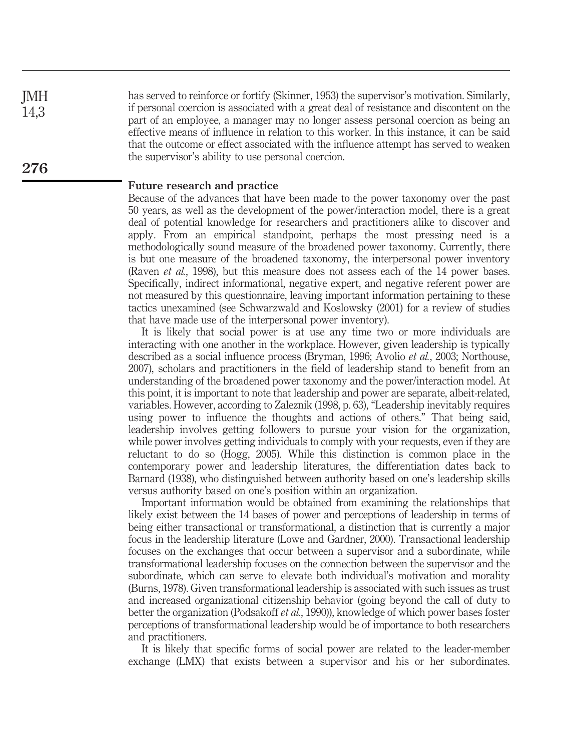has served to reinforce or fortify (Skinner, 1953) the supervisor's motivation. Similarly, if personal coercion is associated with a great deal of resistance and discontent on the part of an employee, a manager may no longer assess personal coercion as being an effective means of influence in relation to this worker. In this instance, it can be said that the outcome or effect associated with the influence attempt has served to weaken the supervisor's ability to use personal coercion.

## Future research and practice

Because of the advances that have been made to the power taxonomy over the past 50 years, as well as the development of the power/interaction model, there is a great deal of potential knowledge for researchers and practitioners alike to discover and apply. From an empirical standpoint, perhaps the most pressing need is a methodologically sound measure of the broadened power taxonomy. Currently, there is but one measure of the broadened taxonomy, the interpersonal power inventory (Raven *et al.*, 1998), but this measure does not assess each of the 14 power bases. Specifically, indirect informational, negative expert, and negative referent power are not measured by this questionnaire, leaving important information pertaining to these tactics unexamined (see Schwarzwald and Koslowsky (2001) for a review of studies that have made use of the interpersonal power inventory).

It is likely that social power is at use any time two or more individuals are interacting with one another in the workplace. However, given leadership is typically described as a social influence process (Bryman, 1996; Avolio *et al.*, 2003; Northouse, 2007), scholars and practitioners in the field of leadership stand to benefit from an understanding of the broadened power taxonomy and the power/interaction model. At this point, it is important to note that leadership and power are separate, albeit-related, variables. However, according to Zaleznik (1998, p. 63), "Leadership inevitably requires using power to influence the thoughts and actions of others." That being said, leadership involves getting followers to pursue your vision for the organization, while power involves getting individuals to comply with your requests, even if they are reluctant to do so (Hogg, 2005). While this distinction is common place in the contemporary power and leadership literatures, the differentiation dates back to Barnard (1938), who distinguished between authority based on one's leadership skills versus authority based on one's position within an organization.

Important information would be obtained from examining the relationships that likely exist between the 14 bases of power and perceptions of leadership in terms of being either transactional or transformational, a distinction that is currently a major focus in the leadership literature (Lowe and Gardner, 2000). Transactional leadership focuses on the exchanges that occur between a supervisor and a subordinate, while transformational leadership focuses on the connection between the supervisor and the subordinate, which can serve to elevate both individual's motivation and morality (Burns, 1978). Given transformational leadership is associated with such issues as trust and increased organizational citizenship behavior (going beyond the call of duty to better the organization (Podsakoff *et al.*, 1990)), knowledge of which power bases foster perceptions of transformational leadership would be of importance to both researchers and practitioners.

It is likely that specific forms of social power are related to the leader-member exchange (LMX) that exists between a supervisor and his or her subordinates.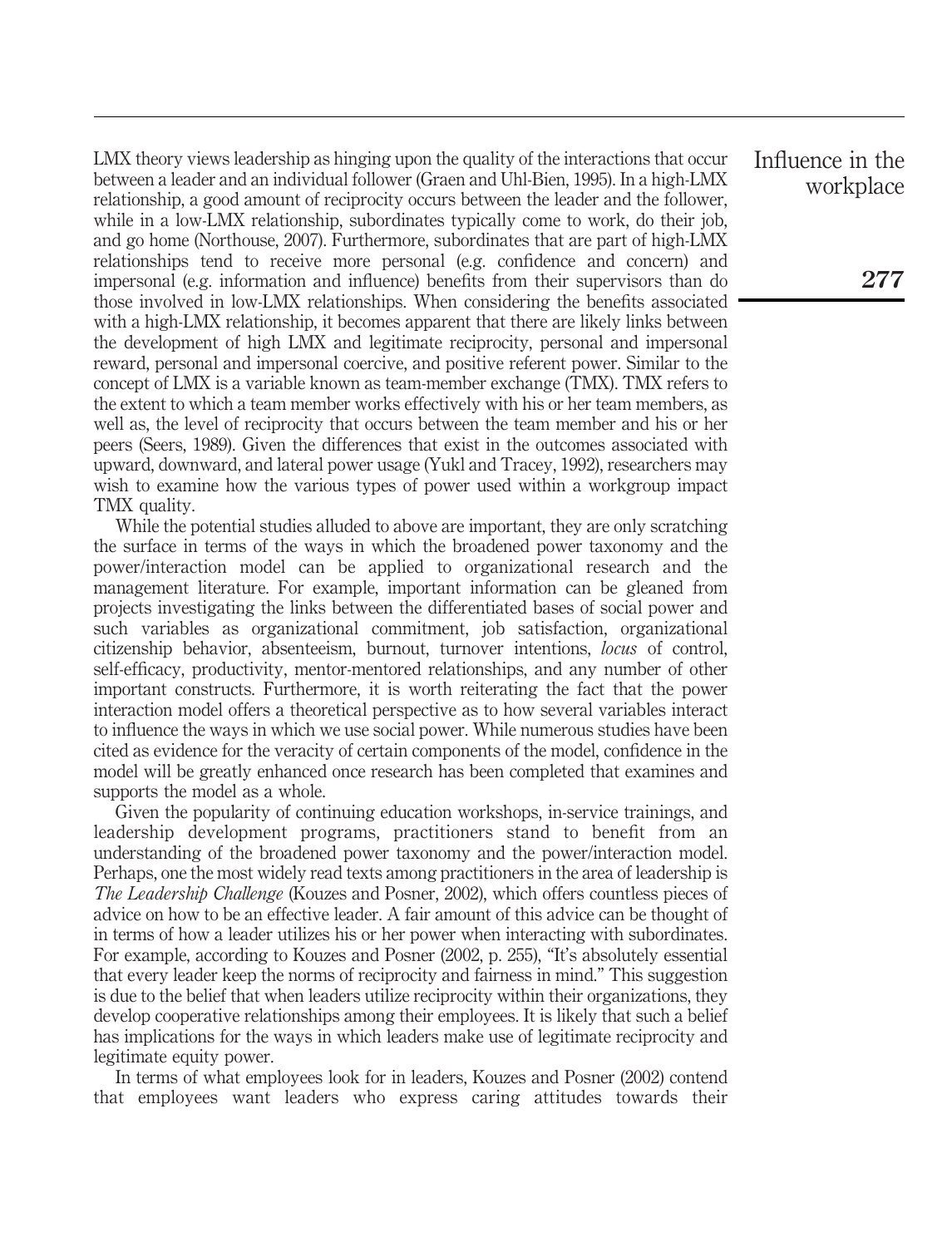LMX theory views leadership as hinging upon the quality of the interactions that occur between a leader and an individual follower (Graen and Uhl-Bien, 1995). In a high-LMX relationship, a good amount of reciprocity occurs between the leader and the follower, while in a low-LMX relationship, subordinates typically come to work, do their job, and go home (Northouse, 2007). Furthermore, subordinates that are part of high-LMX relationships tend to receive more personal (e.g. confidence and concern) and impersonal (e.g. information and influence) benefits from their supervisors than do those involved in low-LMX relationships. When considering the benefits associated with a high-LMX relationship, it becomes apparent that there are likely links between the development of high LMX and legitimate reciprocity, personal and impersonal reward, personal and impersonal coercive, and positive referent power. Similar to the concept of LMX is a variable known as team-member exchange (TMX). TMX refers to the extent to which a team member works effectively with his or her team members, as well as, the level of reciprocity that occurs between the team member and his or her peers (Seers, 1989). Given the differences that exist in the outcomes associated with upward, downward, and lateral power usage (Yukl and Tracey, 1992), researchers may wish to examine how the various types of power used within a workgroup impact TMX quality.

While the potential studies alluded to above are important, they are only scratching the surface in terms of the ways in which the broadened power taxonomy and the power/interaction model can be applied to organizational research and the management literature. For example, important information can be gleaned from projects investigating the links between the differentiated bases of social power and such variables as organizational commitment, job satisfaction, organizational citizenship behavior, absenteeism, burnout, turnover intentions, *locus* of control, self-efficacy, productivity, mentor-mentored relationships, and any number of other important constructs. Furthermore, it is worth reiterating the fact that the power interaction model offers a theoretical perspective as to how several variables interact to influence the ways in which we use social power. While numerous studies have been cited as evidence for the veracity of certain components of the model, confidence in the model will be greatly enhanced once research has been completed that examines and supports the model as a whole.

Given the popularity of continuing education workshops, in-service trainings, and leadership development programs, practitioners stand to benefit from an understanding of the broadened power taxonomy and the power/interaction model. Perhaps, one the most widely read texts among practitioners in the area of leadership is *The Leadership Challenge* (Kouzes and Posner, 2002), which offers countless pieces of advice on how to be an effective leader. A fair amount of this advice can be thought of in terms of how a leader utilizes his or her power when interacting with subordinates. For example, according to Kouzes and Posner (2002, p. 255), "It's absolutely essential that every leader keep the norms of reciprocity and fairness in mind." This suggestion is due to the belief that when leaders utilize reciprocity within their organizations, they develop cooperative relationships among their employees. It is likely that such a belief has implications for the ways in which leaders make use of legitimate reciprocity and legitimate equity power.

In terms of what employees look for in leaders, Kouzes and Posner (2002) contend that employees want leaders who express caring attitudes towards their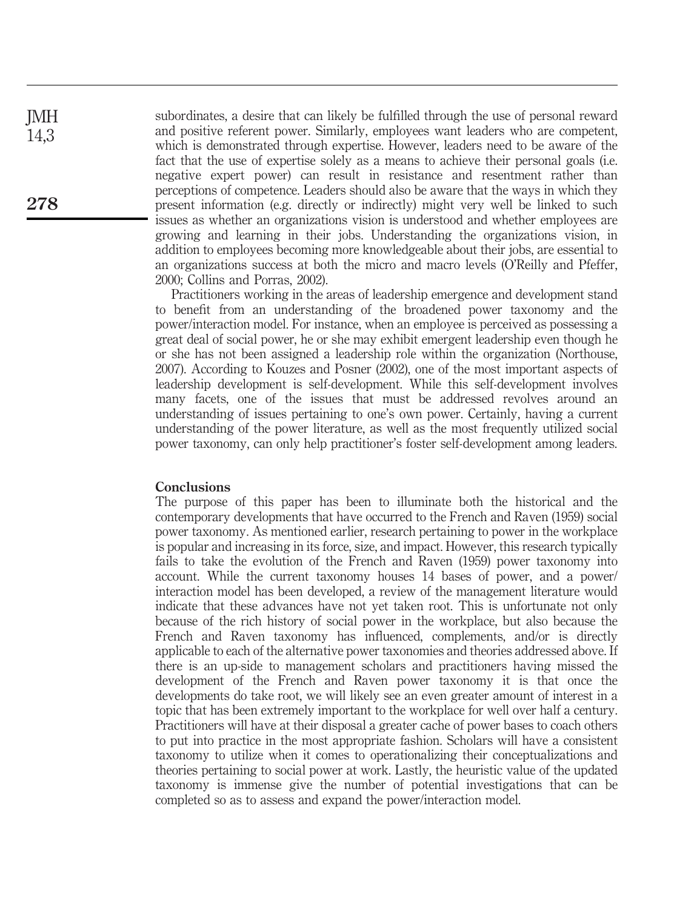subordinates, a desire that can likely be fulfilled through the use of personal reward and positive referent power. Similarly, employees want leaders who are competent, which is demonstrated through expertise. However, leaders need to be aware of the fact that the use of expertise solely as a means to achieve their personal goals (i.e. negative expert power) can result in resistance and resentment rather than perceptions of competence. Leaders should also be aware that the ways in which they present information (e.g. directly or indirectly) might very well be linked to such issues as whether an organizations vision is understood and whether employees are growing and learning in their jobs. Understanding the organizations vision, in addition to employees becoming more knowledgeable about their jobs, are essential to an organizations success at both the micro and macro levels (O'Reilly and Pfeffer, 2000; Collins and Porras, 2002).

Practitioners working in the areas of leadership emergence and development stand to benefit from an understanding of the broadened power taxonomy and the power/interaction model. For instance, when an employee is perceived as possessing a great deal of social power, he or she may exhibit emergent leadership even though he or she has not been assigned a leadership role within the organization (Northouse, 2007). According to Kouzes and Posner (2002), one of the most important aspects of leadership development is self-development. While this self-development involves many facets, one of the issues that must be addressed revolves around an understanding of issues pertaining to one's own power. Certainly, having a current understanding of the power literature, as well as the most frequently utilized social power taxonomy, can only help practitioner's foster self-development among leaders.

## Conclusions

The purpose of this paper has been to illuminate both the historical and the contemporary developments that have occurred to the French and Raven (1959) social power taxonomy. As mentioned earlier, research pertaining to power in the workplace is popular and increasing in its force, size, and impact. However, this research typically fails to take the evolution of the French and Raven (1959) power taxonomy into account. While the current taxonomy houses 14 bases of power, and a power/interaction model has been developed, a review of the management literature would indicate that these advances have not yet taken root. This is unfortunate not only because of the rich history of social power in the workplace, but also because the French and Raven taxonomy has influenced, complements, and/or is directly applicable to each of the alternative power taxonomies and theories addressed above. If there is an up-side to management scholars and practitioners having missed the development of the French and Raven power taxonomy it is that once the developments do take root, we will likely see an even greater amount of interest in a topic that has been extremely important to the workplace for well over half a century. Practitioners will have at their disposal a greater cache of power bases to coach others to put into practice in the most appropriate fashion. Scholars will have a consistent taxonomy to utilize when it comes to operationalizing their conceptualizations and theories pertaining to social power at work. Lastly, the heuristic value of the updated taxonomy is immense give the number of potential investigations that can be completed so as to assess and expand the power/interaction model.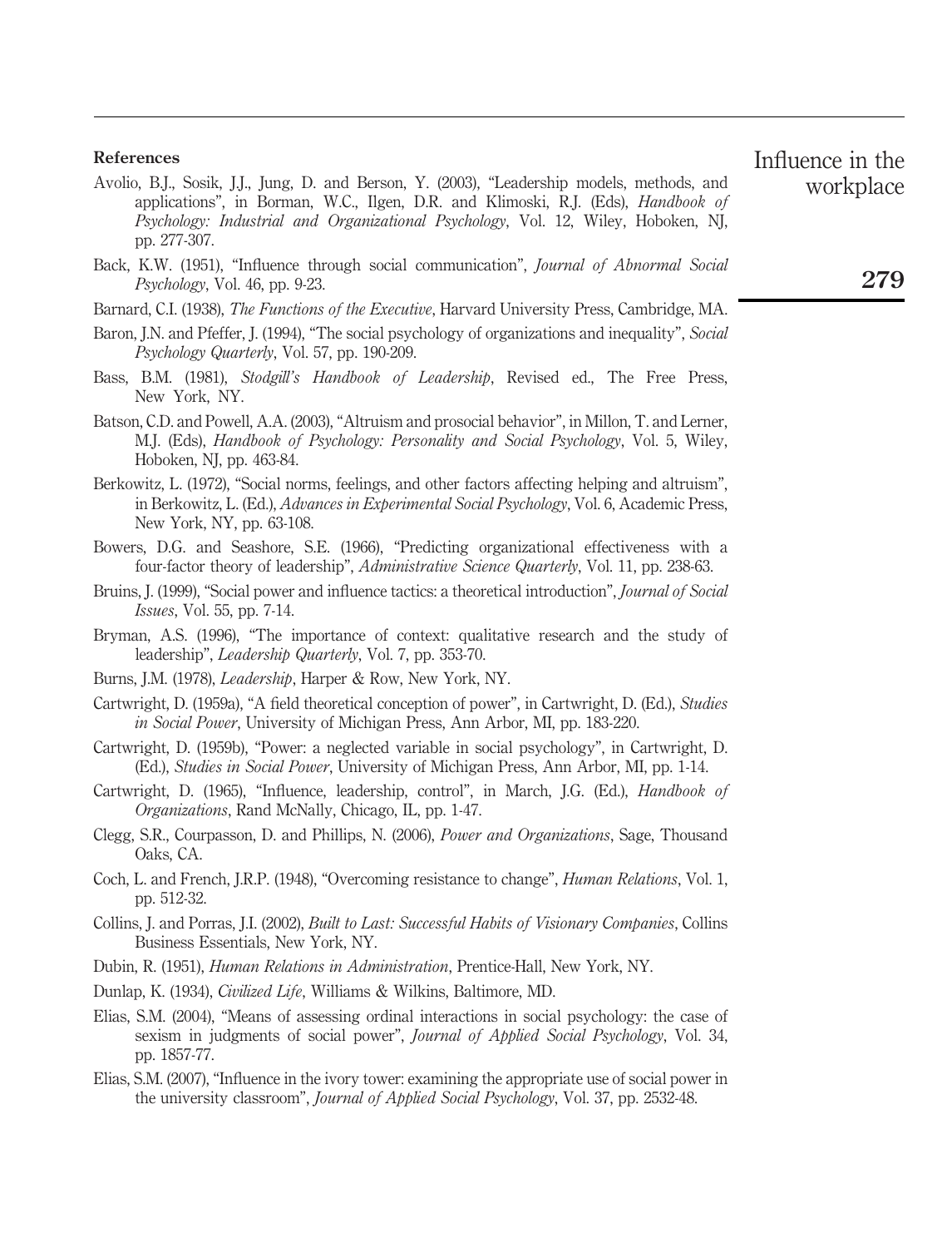**References**

Avolio, B.J., Sosik, J.J., Jung, D. and Berson, Y. (2003), "Leadership models, methods, and applications", in Borman, W.C., Ilgen, D.R. and Klimoski, R.J. (Eds), *Handbook of Psychology: Industrial and Organizational Psychology*, Vol. 12, Wiley, Hoboken, NJ, pp. 277-307.

Back, K.W. (1951), "Influence through social communication", *Journal of Abnormal Social Psychology*, Vol. 46, pp. 9-23.

Barnard, C.I. (1938), *The Functions of the Executive*, Harvard University Press, Cambridge, MA.

Baron, J.N. and Pfeffer, J. (1994), "The social psychology of organizations and inequality", *Social Psychology Quarterly*, Vol. 57, pp. 190-209.

Bass, B.M. (1981), *Stodgill's Handbook of Leadership*, Revised ed., The Free Press, New York, NY.

Batson, C.D. and Powell, A.A. (2003), "Altruism and prosocial behavior", in Millon, T. and Lerner, M.J. (Eds), *Handbook of Psychology: Personality and Social Psychology*, Vol. 5, Wiley, Hoboken, NJ, pp. 463-84.

Berkowitz, L. (1972), "Social norms, feelings, and other factors affecting helping and altruism", in Berkowitz, L. (Ed.), *Advances in Experimental Social Psychology*, Vol. 6, Academic Press, New York, NY, pp. 63-108.

Bowers, D.G. and Seashore, S.E. (1966), "Predicting organizational effectiveness with a four-factor theory of leadership", *Administrative Science Quarterly*, Vol. 11, pp. 238-63.

Bruins, J. (1999), "Social power and influence tactics: a theoretical introduction", *Journal of Social Issues*, Vol. 55, pp. 7-14.

Bryman, A.S. (1996), "The importance of context: qualitative research and the study of leadership", *Leadership Quarterly*, Vol. 7, pp. 353-70.

Burns, J.M. (1978), *Leadership*, Harper & Row, New York, NY.

Cartwright, D. (1959a), "A field theoretical conception of power", in Cartwright, D. (Ed.), *Studies in Social Power*, University of Michigan Press, Ann Arbor, MI, pp. 183-220.

Cartwright, D. (1959b), "Power: a neglected variable in social psychology", in Cartwright, D. (Ed.), *Studies in Social Power*, University of Michigan Press, Ann Arbor, MI, pp. 1-14.

Cartwright, D. (1965), "Influence, leadership, control", in March, J.G. (Ed.), *Handbook of Organizations*, Rand McNally, Chicago, IL, pp. 1-47.

Clegg, S.R., Courpasson, D. and Phillips, N. (2006), *Power and Organizations*, Sage, Thousand Oaks, CA.

Coch, L. and French, J.R.P. (1948), "Overcoming resistance to change", *Human Relations*, Vol. 1, pp. 512-32.

Collins, J. and Porras, J.I. (2002), *Built to Last: Successful Habits of Visionary Companies*, Collins Business Essentials, New York, NY.

Dubin, R. (1951), *Human Relations in Administration*, Prentice-Hall, New York, NY.

Dunlap, K. (1934), *Civilized Life*, Williams & Wilkins, Baltimore, MD.

Elias, S.M. (2004), "Means of assessing ordinal interactions in social psychology: the case of sexism in judgments of social power", *Journal of Applied Social Psychology*, Vol. 34, pp. 1857-77.

Elias, S.M. (2007), "Influence in the ivory tower: examining the appropriate use of social power in the university classroom", *Journal of Applied Social Psychology*, Vol. 37, pp. 2532-48.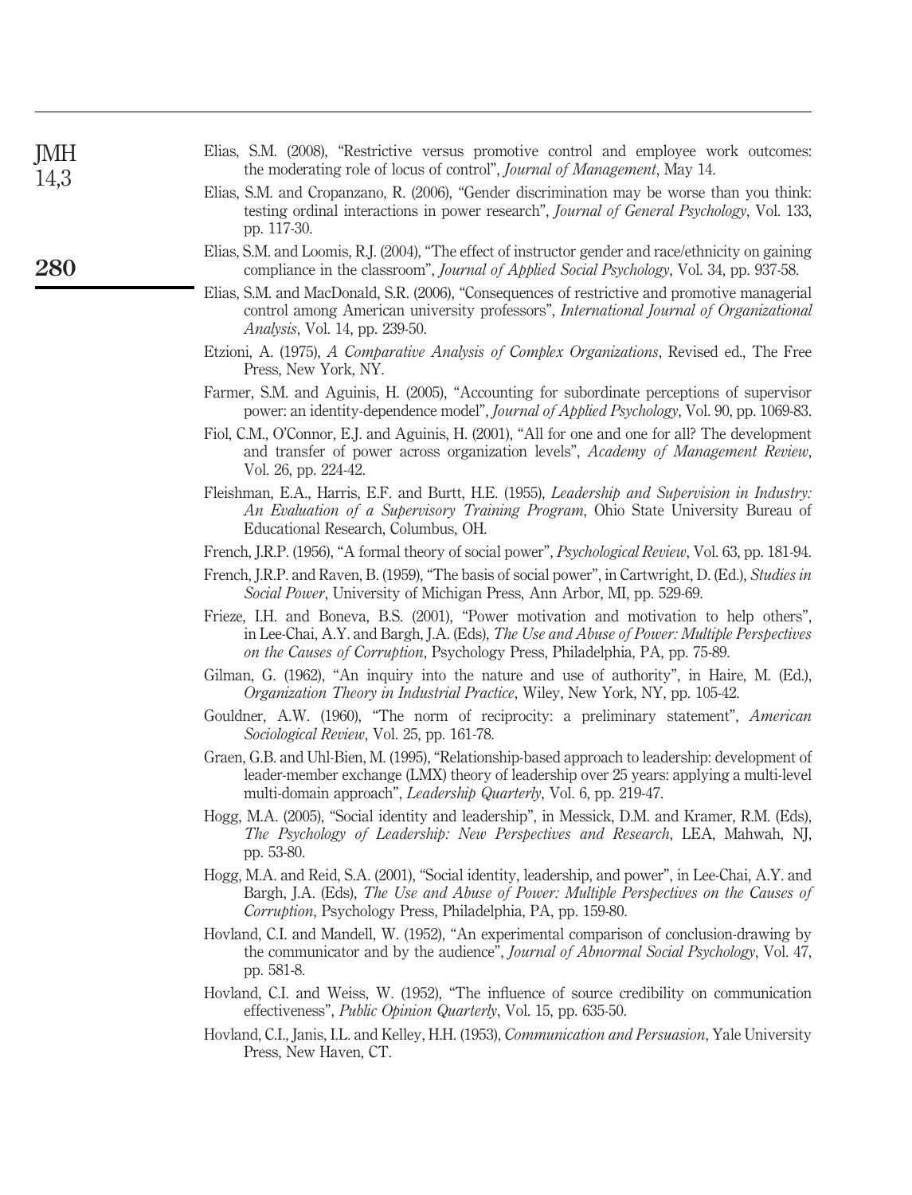Elias, S.M. (2008), "Restrictive versus promotive control and employee work outcomes: the moderating role of locus of control", *Journal of Management*, May 14.

Elias, S.M. and Cropanzano, R. (2006), "Gender discrimination may be worse than you think: testing ordinal interactions in power research", *Journal of General Psychology*, Vol. 133, pp. 117-30.

Elias, S.M. and Loomis, R.J. (2004), "The effect of instructor gender and race/ethnicity on gaining compliance in the classroom", *Journal of Applied Social Psychology*, Vol. 34, pp. 937-58.

Elias, S.M. and MacDonald, S.R. (2006), "Consequences of restrictive and promotive managerial control among American university professors", *International Journal of Organizational Analysis*, Vol. 14, pp. 239-50.

Etzioni, A. (1975), *A Comparative Analysis of Complex Organizations*, Revised ed., The Free Press, New York, NY.

Farmer, S.M. and Aguinis, H. (2005), "Accounting for subordinate perceptions of supervisor power: an identity-dependence model", *Journal of Applied Psychology*, Vol. 90, pp. 1069-83.

Fiol, C.M., O'Connor, E.J. and Aguinis, H. (2001), "All for one and one for all? The development and transfer of power across organization levels", *Academy of Management Review*, Vol. 26, pp. 224-42.

Fleishman, E.A., Harris, E.F. and Burtt, H.E. (1955), *Leadership and Supervision in Industry: An Evaluation of a Supervisory Training Program*, Ohio State University Bureau of Educational Research, Columbus, OH.

French, J.R.P. (1956), "A formal theory of social power", *Psychological Review*, Vol. 63, pp. 181-94.

French, J.R.P. and Raven, B. (1959), "The basis of social power", in Cartwright, D. (Ed.), *Studies in Social Power*, University of Michigan Press, Ann Arbor, MI, pp. 529-69.

Frieze, I.H. and Boneva, B.S. (2001), "Power motivation and motivation to help others", in Lee-Chai, A.Y. and Bargh, J.A. (Eds), *The Use and Abuse of Power: Multiple Perspectives on the Causes of Corruption*, Psychology Press, Philadelphia, PA, pp. 75-89.

Gilman, G. (1962), "An inquiry into the nature and use of authority", in Haire, M. (Ed.), *Organization Theory in Industrial Practice*, Wiley, New York, NY, pp. 105-42.

Gouldner, A.W. (1960), "The norm of reciprocity: a preliminary statement", *American Sociological Review*, Vol. 25, pp. 161-78.

Graen, G.B. and Uhl-Bien, M. (1995), "Relationship-based approach to leadership: development of leader-member exchange (LMX) theory of leadership over 25 years: applying a multi-level multi-domain approach", *Leadership Quarterly*, Vol. 6, pp. 219-47.

Hogg, M.A. (2005), "Social identity and leadership", in Messick, D.M. and Kramer, R.M. (Eds), *The Psychology of Leadership: New Perspectives and Research*, LEA, Mahwah, NJ, pp. 53-80.

Hogg, M.A. and Reid, S.A. (2001), "Social identity, leadership, and power", in Lee-Chai, A.Y. and Bargh, J.A. (Eds), *The Use and Abuse of Power: Multiple Perspectives on the Causes of Corruption*, Psychology Press, Philadelphia, PA, pp. 159-80.

Hovland, C.I. and Mandell, W. (1952), "An experimental comparison of conclusion-drawing by the communicator and by the audience", *Journal of Abnormal Social Psychology*, Vol. 47, pp. 581-8.

Hovland, C.I. and Weiss, W. (1952), "The influence of source credibility on communication effectiveness", *Public Opinion Quarterly*, Vol. 15, pp. 635-50.

Hovland, C.I., Janis, I.L. and Kelley, H.H. (1953), *Communication and Persuasion*, Yale University Press, New Haven, CT.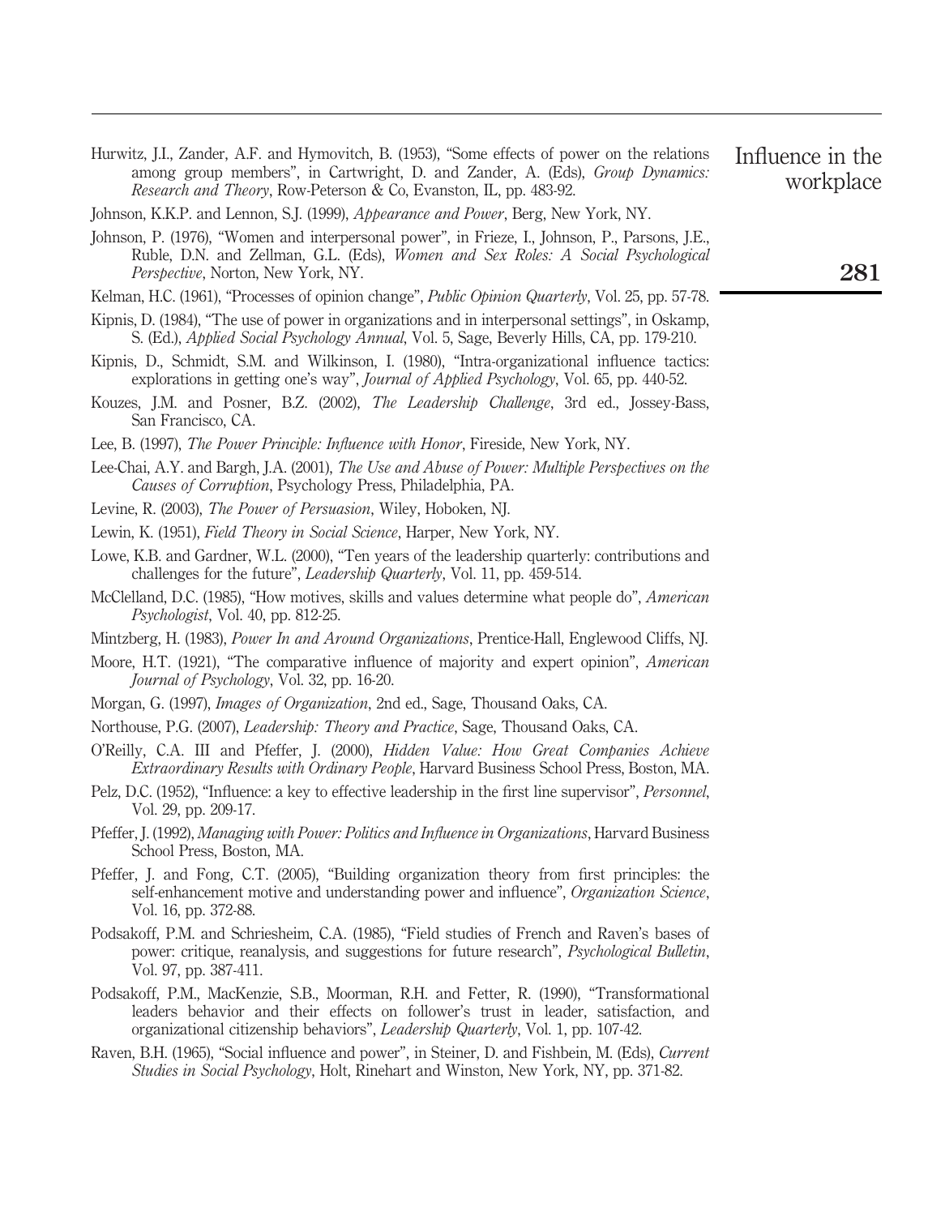Hurwitz, J.I., Zander, A.F. and Hymovitch, B. (1953), "Some effects of power on the relations among group members", in Cartwright, D. and Zander, A. (Eds), *Group Dynamics: Research and Theory*, Row-Peterson & Co, Evanston, IL, pp. 483-92.

Johnson, K.K.P. and Lennon, S.J. (1999), *Appearance and Power*, Berg, New York, NY.

Johnson, P. (1976), "Women and interpersonal power", in Frieze, I., Johnson, P., Parsons, J.E., Ruble, D.N. and Zellman, G.L. (Eds), *Women and Sex Roles: A Social Psychological Perspective*, Norton, New York, NY.

Kelman, H.C. (1961), "Processes of opinion change", *Public Opinion Quarterly*, Vol. 25, pp. 57-78.

Kipnis, D. (1984), "The use of power in organizations and in interpersonal settings", in Oskamp, S. (Ed.), *Applied Social Psychology Annual*, Vol. 5, Sage, Beverly Hills, CA, pp. 179-210.

Kipnis, D., Schmidt, S.M. and Wilkinson, I. (1980), "Intra-organizational influence tactics: explorations in getting one's way", *Journal of Applied Psychology*, Vol. 65, pp. 440-52.

Kouzes, J.M. and Posner, B.Z. (2002), *The Leadership Challenge*, 3rd ed., Jossey-Bass, San Francisco, CA.

Lee, B. (1997), *The Power Principle: Influence with Honor*, Fireside, New York, NY.

Lee-Chai, A.Y. and Bargh, J.A. (2001), *The Use and Abuse of Power: Multiple Perspectives on the Causes of Corruption*, Psychology Press, Philadelphia, PA.

Levine, R. (2003), *The Power of Persuasion*, Wiley, Hoboken, NJ.

Lewin, K. (1951), *Field Theory in Social Science*, Harper, New York, NY.

Lowe, K.B. and Gardner, W.L. (2000), "Ten years of the leadership quarterly: contributions and challenges for the future", *Leadership Quarterly*, Vol. 11, pp. 459-514.

McClelland, D.C. (1985), "How motives, skills and values determine what people do", *American Psychologist*, Vol. 40, pp. 812-25.

Mintzberg, H. (1983), *Power In and Around Organizations*, Prentice-Hall, Englewood Cliffs, NJ.

Moore, H.T. (1921), "The comparative influence of majority and expert opinion", *American Journal of Psychology*, Vol. 32, pp. 16-20.

Morgan, G. (1997), *Images of Organization*, 2nd ed., Sage, Thousand Oaks, CA.

Northouse, P.G. (2007), *Leadership: Theory and Practice*, Sage, Thousand Oaks, CA.

O'Reilly, C.A. III and Pfeffer, J. (2000), *Hidden Value: How Great Companies Achieve Extraordinary Results with Ordinary People*, Harvard Business School Press, Boston, MA.

Pelz, D.C. (1952), "Influence: a key to effective leadership in the first line supervisor", *Personnel*, Vol. 29, pp. 209-17.

Pfeffer, J. (1992), *Managing with Power: Politics and Influence in Organizations*, Harvard Business School Press, Boston, MA.

Pfeffer, J. and Fong, C.T. (2005), "Building organization theory from first principles: the self-enhancement motive and understanding power and influence", *Organization Science*, Vol. 16, pp. 372-88.

Podsakoff, P.M. and Schriesheim, C.A. (1985), "Field studies of French and Raven's bases of power: critique, reanalysis, and suggestions for future research", *Psychological Bulletin*, Vol. 97, pp. 387-411.

Podsakoff, P.M., MacKenzie, S.B., Moorman, R.H. and Fetter, R. (1990), "Transformational leaders behavior and their effects on follower's trust in leader, satisfaction, and organizational citizenship behaviors", *Leadership Quarterly*, Vol. 1, pp. 107-42.

Raven, B.H. (1965), "Social influence and power", in Steiner, D. and Fishbein, M. (Eds), *Current Studies in Social Psychology*, Holt, Rinehart and Winston, New York, NY, pp. 371-82.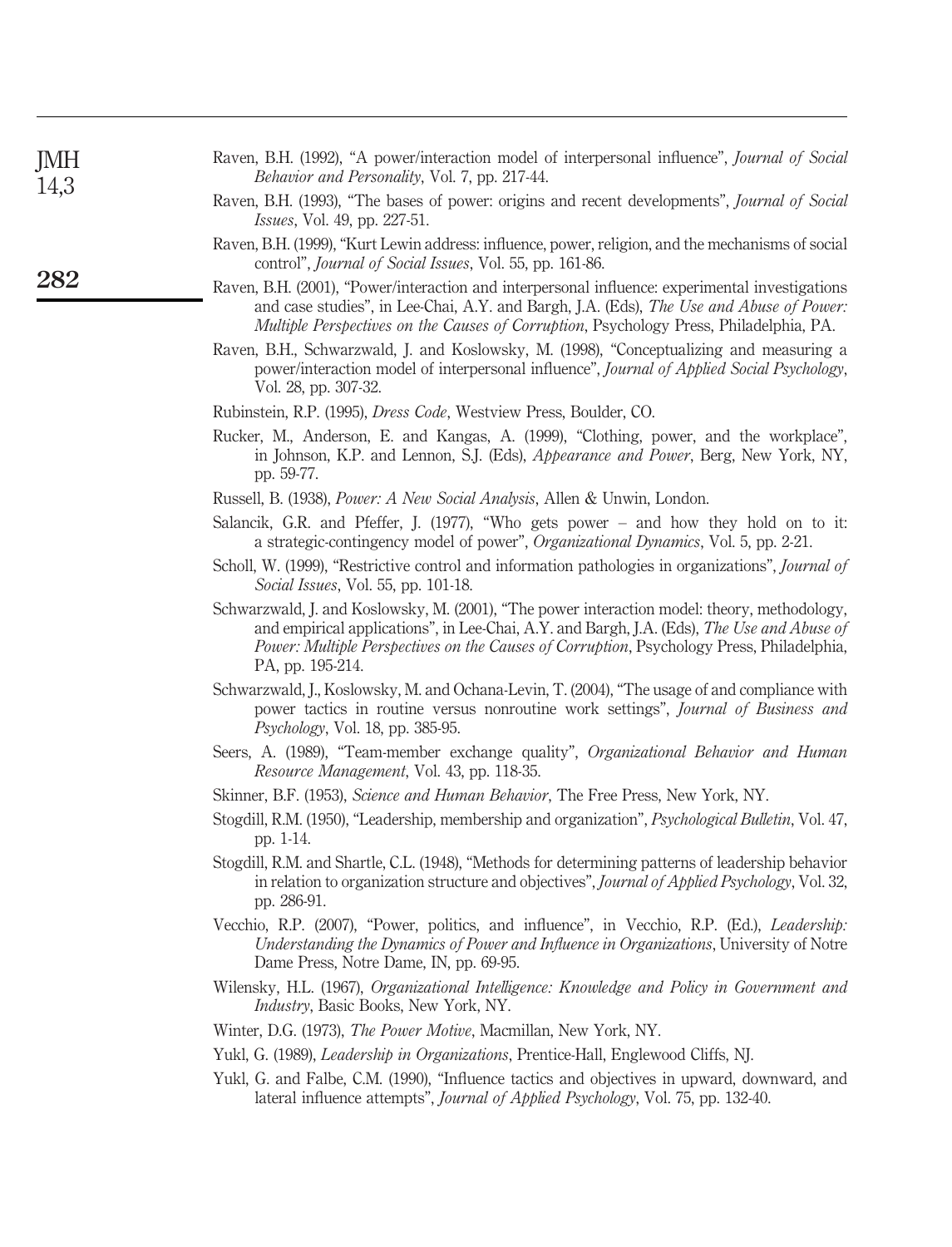Raven, B.H. (1992), "A power/interaction model of interpersonal influence", *Journal of Social Behavior and Personality*, Vol. 7, pp. 217-44.

Raven, B.H. (1993), "The bases of power: origins and recent developments", *Journal of Social Issues*, Vol. 49, pp. 227-51.

Raven, B.H. (1999), "Kurt Lewin address: influence, power, religion, and the mechanisms of social control", *Journal of Social Issues*, Vol. 55, pp. 161-86.

Raven, B.H. (2001), "Power/interaction and interpersonal influence: experimental investigations and case studies", in Lee-Chai, A.Y. and Bargh, J.A. (Eds), *The Use and Abuse of Power: Multiple Perspectives on the Causes of Corruption*, Psychology Press, Philadelphia, PA.

Raven, B.H., Schwarzwald, J. and Koslowsky, M. (1998), "Conceptualizing and measuring a power/interaction model of interpersonal influence", *Journal of Applied Social Psychology*, Vol. 28, pp. 307-32.

Rubinstein, R.P. (1995), *Dress Code*, Westview Press, Boulder, CO.

Rucker, M., Anderson, E. and Kangas, A. (1999), "Clothing, power, and the workplace", in Johnson, K.P. and Lennon, S.J. (Eds), *Appearance and Power*, Berg, New York, NY, pp. 59-77.

Russell, B. (1938), *Power: A New Social Analysis*, Allen & Unwin, London.

Salancik, G.R. and Pfeffer, J. (1977), "Who gets power – and how they hold on to it: a strategic-contingency model of power", *Organizational Dynamics*, Vol. 5, pp. 2-21.

Scholl, W. (1999), "Restrictive control and information pathologies in organizations", *Journal of Social Issues*, Vol. 55, pp. 101-18.

Schwarzwald, J. and Koslowsky, M. (2001), "The power interaction model: theory, methodology, and empirical applications", in Lee-Chai, A.Y. and Bargh, J.A. (Eds), *The Use and Abuse of Power: Multiple Perspectives on the Causes of Corruption*, Psychology Press, Philadelphia, PA, pp. 195-214.

Schwarzwald, J., Koslowsky, M. and Ochana-Levin, T. (2004), "The usage of and compliance with power tactics in routine versus nonroutine work settings", *Journal of Business and Psychology*, Vol. 18, pp. 385-95.

Seers, A. (1989), "Team-member exchange quality", *Organizational Behavior and Human Resource Management*, Vol. 43, pp. 118-35.

Skinner, B.F. (1953), *Science and Human Behavior*, The Free Press, New York, NY.

Stogdill, R.M. (1950), "Leadership, membership and organization", *Psychological Bulletin*, Vol. 47, pp. 1-14.

Stogdill, R.M. and Shartle, C.L. (1948), "Methods for determining patterns of leadership behavior in relation to organization structure and objectives", *Journal of Applied Psychology*, Vol. 32, pp. 286-91.

Vecchio, R.P. (2007), "Power, politics, and influence", in Vecchio, R.P. (Ed.), *Leadership: Understanding the Dynamics of Power and Influence in Organizations*, University of Notre Dame Press, Notre Dame, IN, pp. 69-95.

Wilensky, H.L. (1967), *Organizational Intelligence: Knowledge and Policy in Government and Industry*, Basic Books, New York, NY.

Winter, D.G. (1973), *The Power Motive*, Macmillan, New York, NY.

Yukl, G. (1989), *Leadership in Organizations*, Prentice-Hall, Englewood Cliffs, NJ.

Yukl, G. and Falbe, C.M. (1990), "Influence tactics and objectives in upward, downward, and lateral influence attempts", *Journal of Applied Psychology*, Vol. 75, pp. 132-40.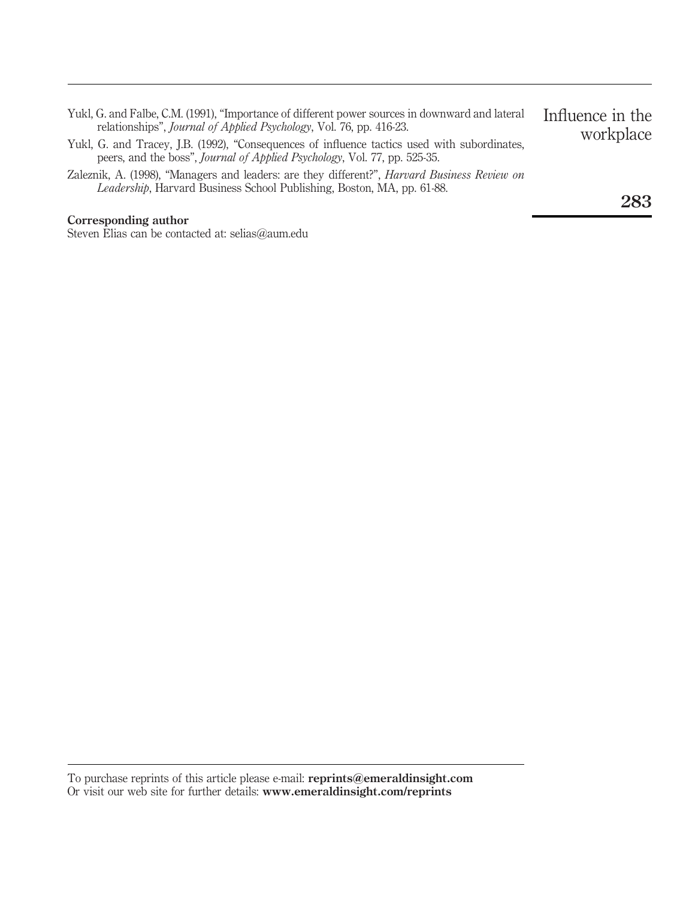Yukl, G. and Falbe, C.M. (1991), "Importance of different power sources in downward and lateral relationships", *Journal of Applied Psychology*, Vol. 76, pp. 416-23.

Yukl, G. and Tracey, J.B. (1992), "Consequences of influence tactics used with subordinates, peers, and the boss", *Journal of Applied Psychology*, Vol. 77, pp. 525-35.

Zaleznik, A. (1998), "Managers and leaders: are they different?", *Harvard Business Review on Leadership*, Harvard Business School Publishing, Boston, MA, pp. 61-88.

**Corresponding author**

Steven Elias can be contacted at: selias@aum.edu

To purchase reprints of this article please e-mail: **reprints@emeraldinsight.com**
Or visit our web site for further details: **www.emeraldinsight.com/reprints**